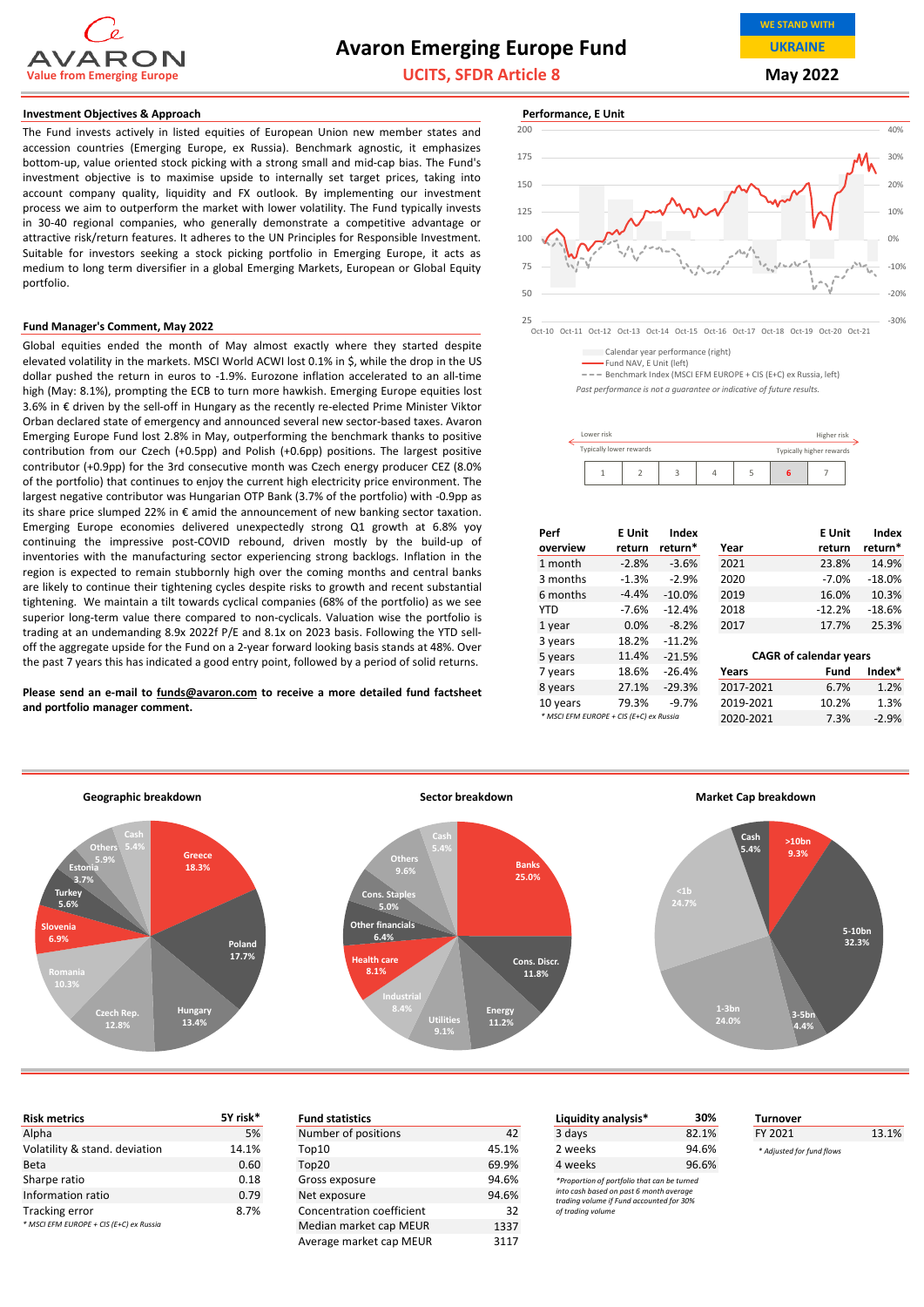# Avaron Emerging Europe Fund

**UCITS, SFDR Article 8**

AVARON — Value from Emerging Europe

WE STAND WITH UKRAINE

**May 2022**

## Investment Objectives & Approach

The Fund invests actively in listed equities of European Union new member states and accession countries (Emerging Europe, ex Russia). Benchmark agnostic, it emphasizes bottom-up, value oriented stock picking with a strong small and mid-cap bias. The Fund's investment objective is to maximise upside to internally set target prices, taking into account company quality, liquidity and FX outlook. By implementing our investment process we aim to outperform the market with lower volatility. The Fund typically invests in 30-40 regional companies, who generally demonstrate a competitive advantage or attractive risk/return features. It adheres to the UN Principles for Responsible Investment. Suitable for investors seeking a stock picking portfolio in Emerging Europe, it acts as medium to long term diversifier in a global Emerging Markets, European or Global Equity portfolio.

## Fund Manager's Comment, May 2022

Global equities ended the month of May almost exactly where they started despite elevated volatility in the markets. MSCI World ACWI lost 0.1% in $, while the drop in the US dollar pushed the return in euros to -1.9%. Eurozone inflation accelerated to an all-time high (May: 8.1%), prompting the ECB to turn more hawkish. Emerging Europe equities lost 3.6% in € driven by the sell-off in Hungary as the recently re-elected Prime Minister Viktor Orban declared state of emergency and announced several new sector-based taxes. Avaron Emerging Europe Fund lost 2.8% in May, outperforming the benchmark thanks to positive contribution from our Czech (+0.5pp) and Polish (+0.6pp) positions. The largest positive contributor (+0.9pp) for the 3rd consecutive month was Czech energy producer CEZ (8.0% of the portfolio) that continues to enjoy the current high electricity price environment. The largest negative contributor was Hungarian OTP Bank (3.7% of the portfolio) with -0.9pp as its share price slumped 22% in € amid the announcement of new banking sector taxation. Emerging Europe economies delivered unexpectedly strong Q1 growth at 6.8% yoy continuing the impressive post-COVID rebound, driven mostly by the build-up of inventories with the manufacturing sector experiencing strong backlogs. Inflation in the region is expected to remain stubbornly high over the coming months and central banks are likely to continue their tightening cycles despite risks to growth and recent substantial tightening. We maintain a tilt towards cyclical companies (68% of the portfolio) as we see superior long-term value there compared to non-cyclicals. Valuation wise the portfolio is trading at an undemanding 8.9x 2022f P/E and 8.1x on 2023 basis. Following the YTD sell-off the aggregate upside for the Fund on a 2-year forward looking basis stands at 48%. Over the past 7 years this has indicated a good entry point, followed by a period of solid returns.

**Please send an e-mail to funds@avaron.com to receive a more detailed fund factsheet and portfolio manager comment.**

## Performance, E Unit

Calendar year performance (right)
Fund NAV, E Unit (left)
Benchmark Index (MSCI EFM EUROPE + CIS (E+C) ex Russia, left)

*Past performance is not a guarantee or indicative of future results.*

Risk indicator: Lower risk (Typically lower rewards) — Higher risk (Typically higher rewards): 1, 2, 3, 4, 5, **6**, 7

| Perf overview | E Unit return | Index return* |
|---|---|---|
| 1 month | -2.8% | -3.6% |
| 3 months | -1.3% | -2.9% |
| 6 months | -4.4% | -10.0% |
| YTD | -7.6% | -12.4% |
| 1 year | 0.0% | -8.2% |
| 3 years | 18.2% | -11.2% |
| 5 years | 11.4% | -21.5% |
| 7 years | 18.6% | -26.4% |
| 8 years | 27.1% | -29.3% |
| 10 years | 79.3% | -9.7% |

*\* MSCI EFM EUROPE + CIS (E+C) ex Russia*

| Year | E Unit return | Index return* |
|---|---|---|
| 2021 | 23.8% | 14.9% |
| 2020 | -7.0% | -18.0% |
| 2019 | 16.0% | 10.3% |
| 2018 | -12.2% | -18.6% |
| 2017 | 17.7% | 25.3% |

**CAGR of calendar years**

| Years | Fund | Index* |
|---|---|---|
| 2017-2021 | 6.7% | 1.2% |
| 2019-2021 | 10.2% | 1.3% |
| 2020-2021 | 7.3% | -2.9% |

## Geographic breakdown

| Country | Weight |
|---|---|
| Greece | 18.3% |
| Poland | 17.7% |
| Hungary | 13.4% |
| Czech Rep. | 12.8% |
| Romania | 10.3% |
| Slovenia | 6.9% |
| Turkey | 5.6% |
| Estonia | 3.7% |
| Others | 5.9% |
| Cash | 5.4% |

## Sector breakdown

| Sector | Weight |
|---|---|
| Banks | 25.0% |
| Cons. Discr. | 11.8% |
| Energy | 11.2% |
| Utilities | 9.1% |
| Industrial | 8.4% |
| Health care | 8.1% |
| Other financials | 6.4% |
| Cons. Staples | 5.0% |
| Others | 9.6% |
| Cash | 5.4% |

## Market Cap breakdown

| Market Cap | Weight |
|---|---|
| >10bn | 9.3% |
| 5-10bn | 32.3% |
| 3-5bn | 4.4% |
| 1-3bn | 24.0% |
| <1b | 24.7% |
| Cash | 5.4% |

| Risk metrics | 5Y risk* |
|---|---|
| Alpha | 5% |
| Volatility & stand. deviation | 14.1% |
| Beta | 0.60 |
| Sharpe ratio | 0.18 |
| Information ratio | 0.79 |
| Tracking error | 8.7% |

*\* MSCI EFM EUROPE + CIS (E+C) ex Russia*

| Fund statistics | |
|---|---|
| Number of positions | 42 |
| Top10 | 45.1% |
| Top20 | 69.9% |
| Gross exposure | 94.6% |
| Net exposure | 94.6% |
| Concentration coefficient | 32 |
| Median market cap MEUR | 1337 |
| Average market cap MEUR | 3117 |

| Liquidity analysis* | 30% |
|---|---|
| 3 days | 82.1% |
| 2 weeks | 94.6% |
| 4 weeks | 96.6% |

*\*Proportion of portfolio that can be turned into cash based on past 6 month average trading volume if Fund accounted for 30% of trading volume*

| Turnover | |
|---|---|
| FY 2021 | 13.1% |

*\* Adjusted for fund flows*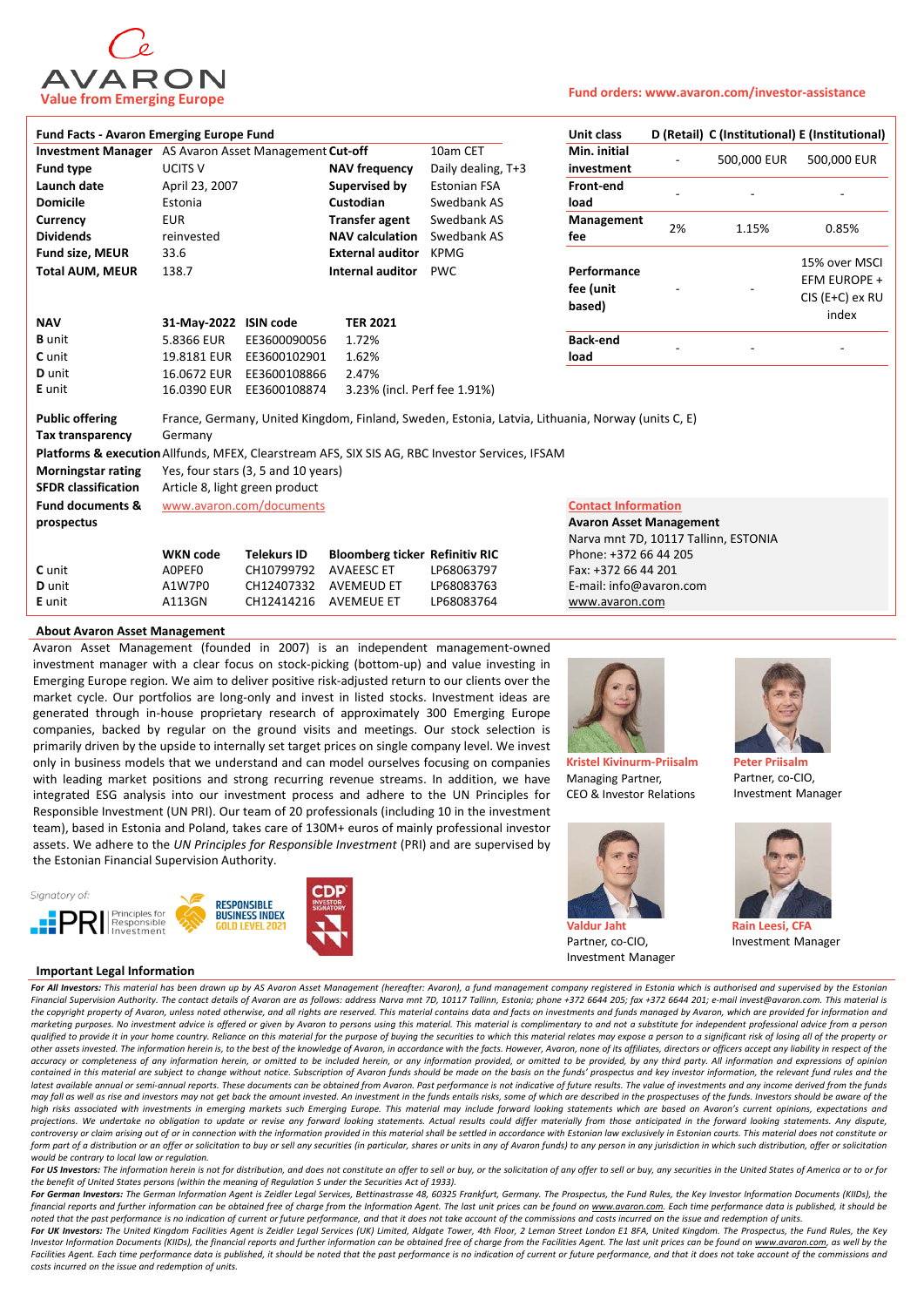**AVARON**
**Value from Emerging Europe**

**Fund orders: www.avaron.com/investor-assistance**

## Fund Facts - Avaron Emerging Europe Fund

| | | | |
|---|---|---|---|
| **Investment Manager** | AS Avaron Asset Management | **Cut-off** | 10am CET |
| **Fund type** | UCITS V | **NAV frequency** | Daily dealing, T+3 |
| **Launch date** | April 23, 2007 | **Supervised by** | Estonian FSA |
| **Domicile** | Estonia | **Custodian** | Swedbank AS |
| **Currency** | EUR | **Transfer agent** | Swedbank AS |
| **Dividends** | reinvested | **NAV calculation** | Swedbank AS |
| **Fund size, MEUR** | 33.6 | **External auditor** | KPMG |
| **Total AUM, MEUR** | 138.7 | **Internal auditor** | PWC |

| **NAV** | **31-May-2022** | **ISIN code** | **TER 2021** |
|---|---|---|---|
| **B** unit | 5.8366 EUR | EE3600090056 | 1.72% |
| **C** unit | 19.8181 EUR | EE3600102901 | 1.62% |
| **D** unit | 16.0672 EUR | EE3600108866 | 2.47% |
| **E** unit | 16.0390 EUR | EE3600108874 | 3.23% (incl. Perf fee 1.91%) |

| **Unit class** | **D (Retail)** | **C (Institutional)** | **E (Institutional)** |
|---|---|---|---|
| **Min. initial investment** | - | 500,000 EUR | 500,000 EUR |
| **Front-end load** | - | - | - |
| **Management fee** | 2% | 1.15% | 0.85% |
| **Performance fee (unit based)** | - | - | 15% over MSCI EFM EUROPE + CIS (E+C) ex RU index |
| **Back-end load** | - | - | - |

| | |
|---|---|
| **Public offering** | France, Germany, United Kingdom, Finland, Sweden, Estonia, Latvia, Lithuania, Norway (units C, E) |
| **Tax transparency** | Germany |
| **Platforms & execution** | Allfunds, MFEX, Clearstream AFS, SIX SIS AG, RBC Investor Services, IFSAM |
| **Morningstar rating** | Yes, four stars (3, 5 and 10 years) |
| **SFDR classification** | Article 8, light green product |
| **Fund documents & prospectus** | www.avaron.com/documents |

| | **WKN code** | **Telekurs ID** | **Bloomberg ticker** | **Refinitiv RIC** |
|---|---|---|---|---|
| **C** unit | A0PEF0 | CH10799792 | AVAEESC ET | LP68063797 |
| **D** unit | A1W7P0 | CH12407332 | AVEMEUD ET | LP68083763 |
| **E** unit | A113GN | CH12414216 | AVEMEUE ET | LP68083764 |

**Contact Information**
**Avaron Asset Management**
Narva mnt 7D, 10117 Tallinn, ESTONIA
Phone: +372 66 44 205
Fax: +372 66 44 201
E-mail: info@avaron.com
www.avaron.com

### About Avaron Asset Management

Avaron Asset Management (founded in 2007) is an independent management-owned investment manager with a clear focus on stock-picking (bottom-up) and value investing in Emerging Europe region. We aim to deliver positive risk-adjusted return to our clients over the market cycle. Our portfolios are long-only and invest in listed stocks. Investment ideas are generated through in-house proprietary research of approximately 300 Emerging Europe companies, backed by regular on the ground visits and meetings. Our stock selection is primarily driven by the upside to internally set target prices on single company level. We invest only in business models that we understand and can model ourselves focusing on companies with leading market positions and strong recurring revenue streams. In addition, we have integrated ESG analysis into our investment process and adhere to the UN Principles for Responsible Investment (UN PRI). Our team of 20 professionals (including 10 in the investment team), based in Estonia and Poland, takes care of 130M+ euros of mainly professional investor assets. We adhere to the *UN Principles for Responsible Investment* (PRI) and are supervised by the Estonian Financial Supervision Authority.

Signatory of: PRI Principles for Responsible Investment | RESPONSIBLE BUSINESS INDEX GOLD LEVEL 2021 | CDP INVESTOR SIGNATORY

**Kristel Kivinurm-Priisalm**
Managing Partner,
CEO & Investor Relations

**Peter Priisalm**
Partner, co-CIO,
Investment Manager

**Valdur Jaht**
Partner, co-CIO,
Investment Manager

**Rain Leesi, CFA**
Investment Manager

### Important Legal Information

***For All Investors:*** *This material has been drawn up by AS Avaron Asset Management (hereafter: Avaron), a fund management company registered in Estonia which is authorised and supervised by the Estonian Financial Supervision Authority. The contact details of Avaron are as follows: address Narva mnt 7D, 10117 Tallinn, Estonia; phone +372 6644 205; fax +372 6644 201; e-mail invest@avaron.com. This material is the copyright property of Avaron, unless noted otherwise, and all rights are reserved. This material contains data and facts on investments and funds managed by Avaron, which are provided for information and marketing purposes. No investment advice is offered or given by Avaron to persons using this material. This material is complimentary to and not a substitute for independent professional advice from a person qualified to provide it in your home country. Reliance on this material for the purpose of buying the securities to which this material relates may expose a person to a significant risk of losing all of the property or other assets invested. The information herein is, to the best of the knowledge of Avaron, in accordance with the facts. However, Avaron, none of its affiliates, directors or officers accept any liability in respect of the accuracy or completeness of any information herein, or omitted to be included herein, or any information provided, or omitted to be provided, by any third party. All information and expressions of opinion contained in this material are subject to change without notice. Subscription of Avaron funds should be made on the basis on the funds' prospectus and key investor information, the relevant fund rules and the latest available annual or semi-annual reports. These documents can be obtained from Avaron. Past performance is not indicative of future results. The value of investments and any income derived from the funds may fall as well as rise and investors may not get back the amount invested. An investment in the funds entails risks, some of which are described in the prospectuses of the funds. Investors should be aware of the high risks associated with investments in emerging markets such Emerging Europe. This material may include forward looking statements which are based on Avaron's current opinions, expectations and projections. We undertake no obligation to update or revise any forward looking statements. Actual results could differ materially from those anticipated in the forward looking statements. Any dispute, controversy or claim arising out of or in connection with the information provided in this material shall be settled in accordance with Estonian law exclusively in Estonian courts. This material does not constitute or form part of a distribution or an offer or solicitation to buy or sell any securities (in particular, shares or units in any of Avaron funds) to any person in any jurisdiction in which such distribution, offer or solicitation would be contrary to local law or regulation.*

***For US Investors:*** *The information herein is not for distribution, and does not constitute an offer to sell or buy, or the solicitation of any offer to sell or buy, any securities in the United States of America or to or for the benefit of United States persons (within the meaning of Regulation S under the Securities Act of 1933).*

***For German Investors:*** *The German Information Agent is Zeidler Legal Services, Bettinastrasse 48, 60325 Frankfurt, Germany. The Prospectus, the Fund Rules, the Key Investor Information Documents (KIIDs), the financial reports and further information can be obtained free of charge from the Information Agent. The last unit prices can be found on www.avaron.com. Each time performance data is published, it should be noted that the past performance is no indication of current or future performance, and that it does not take account of the commissions and costs incurred on the issue and redemption of units.*

***For UK Investors:*** *The United Kingdom Facilities Agent is Zeidler Legal Services (UK) Limited, Aldgate Tower, 4th Floor, 2 Leman Street London E1 8FA, United Kingdom. The Prospectus, the Fund Rules, the Key Investor Information Documents (KIIDs), the financial reports and further information can be obtained free of charge from the Facilities Agent. The last unit prices can be found on www.avaron.com, as well by the Facilities Agent. Each time performance data is published, it should be noted that the past performance is no indication of current or future performance, and that it does not take account of the commissions and costs incurred on the issue and redemption of units.*